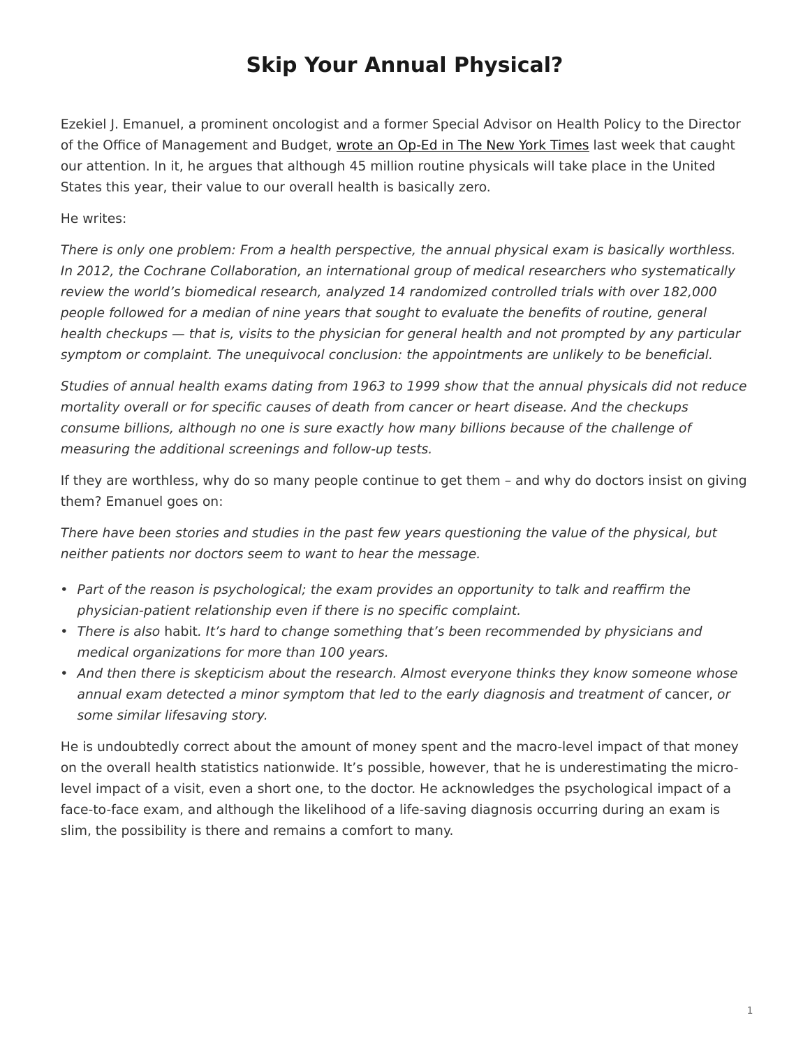# Skip Your Annual Physical?

Ezekiel J. Emanuel, a prominent oncologist and a former Special Advisor on Health Policy to the Director of the Office of Management and Budget, wrote an Op-Ed in The New York Times last week that caught our attention. In it, he argues that although 45 million routine physicals will take place in the United States this year, their value to our overall health is basically zero.

He writes:

*There is only one problem: From a health perspective, the annual physical exam is basically worthless. In 2012, the Cochrane Collaboration, an international group of medical researchers who systematically review the world's biomedical research, analyzed 14 randomized controlled trials with over 182,000 people followed for a median of nine years that sought to evaluate the benefits of routine, general health checkups — that is, visits to the physician for general health and not prompted by any particular symptom or complaint. The unequivocal conclusion: the appointments are unlikely to be beneficial.*

*Studies of annual health exams dating from 1963 to 1999 show that the annual physicals did not reduce mortality overall or for specific causes of death from cancer or heart disease. And the checkups consume billions, although no one is sure exactly how many billions because of the challenge of measuring the additional screenings and follow-up tests.*

If they are worthless, why do so many people continue to get them – and why do doctors insist on giving them? Emanuel goes on:

*There have been stories and studies in the past few years questioning the value of the physical, but neither patients nor doctors seem to want to hear the message.*

- *Part of the reason is psychological; the exam provides an opportunity to talk and reaffirm the physician-patient relationship even if there is no specific complaint.*
- *There is also* habit*. It's hard to change something that's been recommended by physicians and medical organizations for more than 100 years.*
- *And then there is skepticism about the research. Almost everyone thinks they know someone whose annual exam detected a minor symptom that led to the early diagnosis and treatment of* cancer, *or some similar lifesaving story.*

He is undoubtedly correct about the amount of money spent and the macro-level impact of that money on the overall health statistics nationwide. It's possible, however, that he is underestimating the micro-level impact of a visit, even a short one, to the doctor. He acknowledges the psychological impact of a face-to-face exam, and although the likelihood of a life-saving diagnosis occurring during an exam is slim, the possibility is there and remains a comfort to many.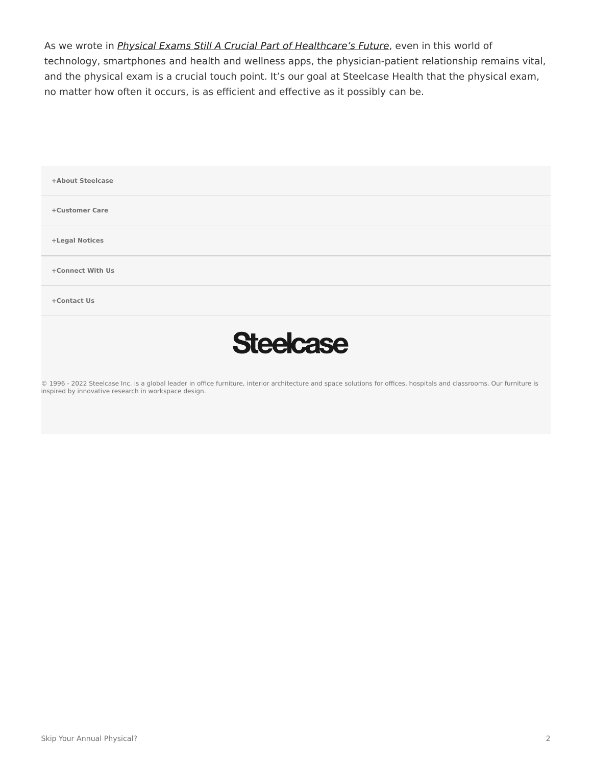As we wrote in *Physical Exams Still A Crucial Part of Healthcare's Future*, even in this world of technology, smartphones and health and wellness apps, the physician-patient relationship remains vital, and the physical exam is a crucial touch point. It's our goal at Steelcase Health that the physical exam, no matter how often it occurs, is as efficient and effective as it possibly can be.

**+About Steelcase**

**+Customer Care**

**+Legal Notices**

**+Connect With Us**

**+Contact Us**

Steelcase

© 1996 - 2022 Steelcase Inc. is a global leader in office furniture, interior architecture and space solutions for offices, hospitals and classrooms. Our furniture is inspired by innovative research in workspace design.